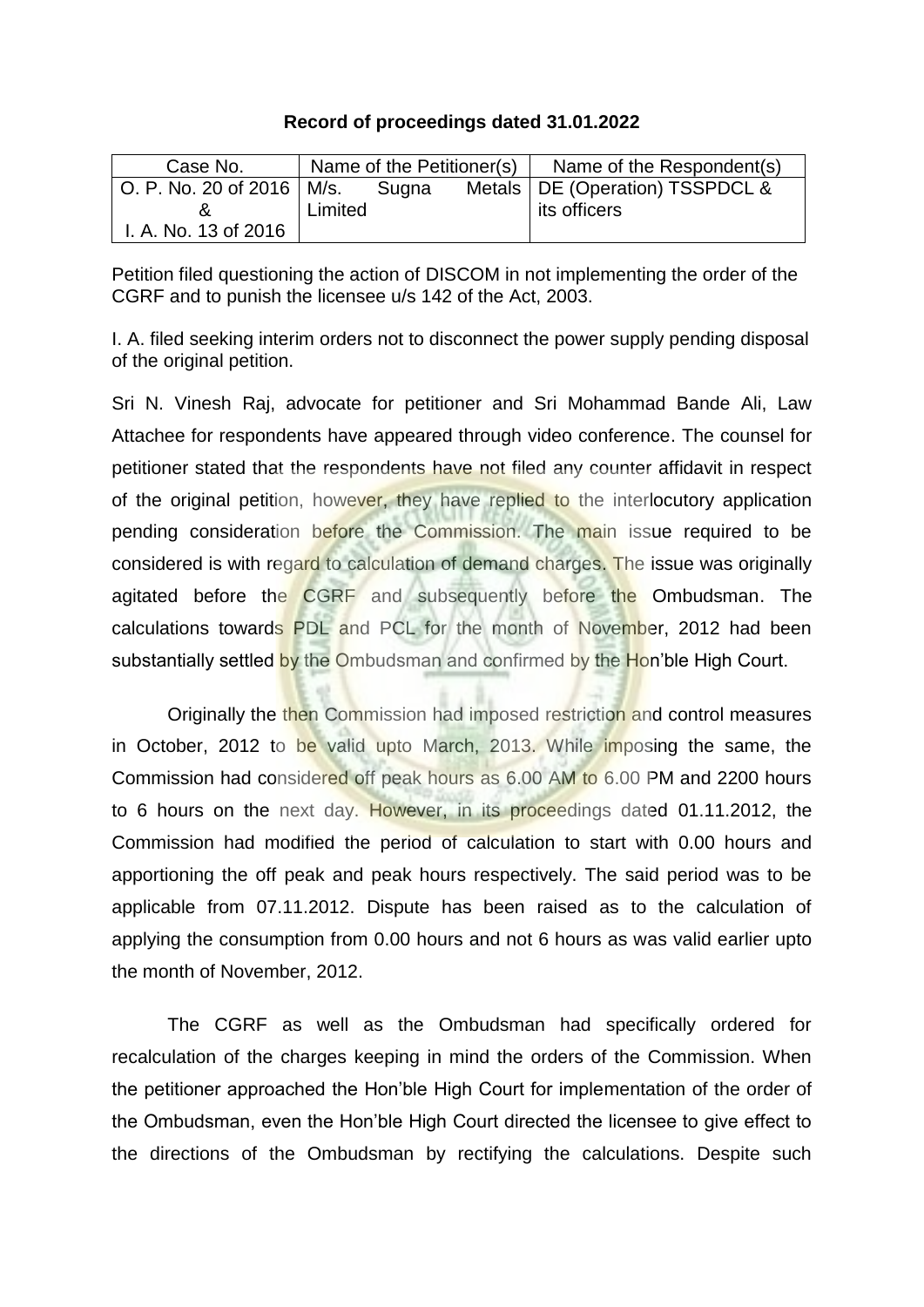**Record of proceedings dated 31.01.2022**

| Case No. | Name of the Petitioner(s) | Name of the Respondent(s) |
|---|---|---|
| O. P. No. 20 of 2016 & I. A. No. 13 of 2016 | M/s. Sugna Metals Limited | DE (Operation) TSSPDCL & its officers |

Petition filed questioning the action of DISCOM in not implementing the order of the CGRF and to punish the licensee u/s 142 of the Act, 2003.

I. A. filed seeking interim orders not to disconnect the power supply pending disposal of the original petition.

Sri N. Vinesh Raj, advocate for petitioner and Sri Mohammad Bande Ali, Law Attachee for respondents have appeared through video conference. The counsel for petitioner stated that the respondents have not filed any counter affidavit in respect of the original petition, however, they have replied to the interlocutory application pending consideration before the Commission. The main issue required to be considered is with regard to calculation of demand charges. The issue was originally agitated before the CGRF and subsequently before the Ombudsman. The calculations towards PDL and PCL for the month of November, 2012 had been substantially settled by the Ombudsman and confirmed by the Hon'ble High Court.

Originally the then Commission had imposed restriction and control measures in October, 2012 to be valid upto March, 2013. While imposing the same, the Commission had considered off peak hours as 6.00 AM to 6.00 PM and 2200 hours to 6 hours on the next day. However, in its proceedings dated 01.11.2012, the Commission had modified the period of calculation to start with 0.00 hours and apportioning the off peak and peak hours respectively. The said period was to be applicable from 07.11.2012. Dispute has been raised as to the calculation of applying the consumption from 0.00 hours and not 6 hours as was valid earlier upto the month of November, 2012.

The CGRF as well as the Ombudsman had specifically ordered for recalculation of the charges keeping in mind the orders of the Commission. When the petitioner approached the Hon'ble High Court for implementation of the order of the Ombudsman, even the Hon'ble High Court directed the licensee to give effect to the directions of the Ombudsman by rectifying the calculations. Despite such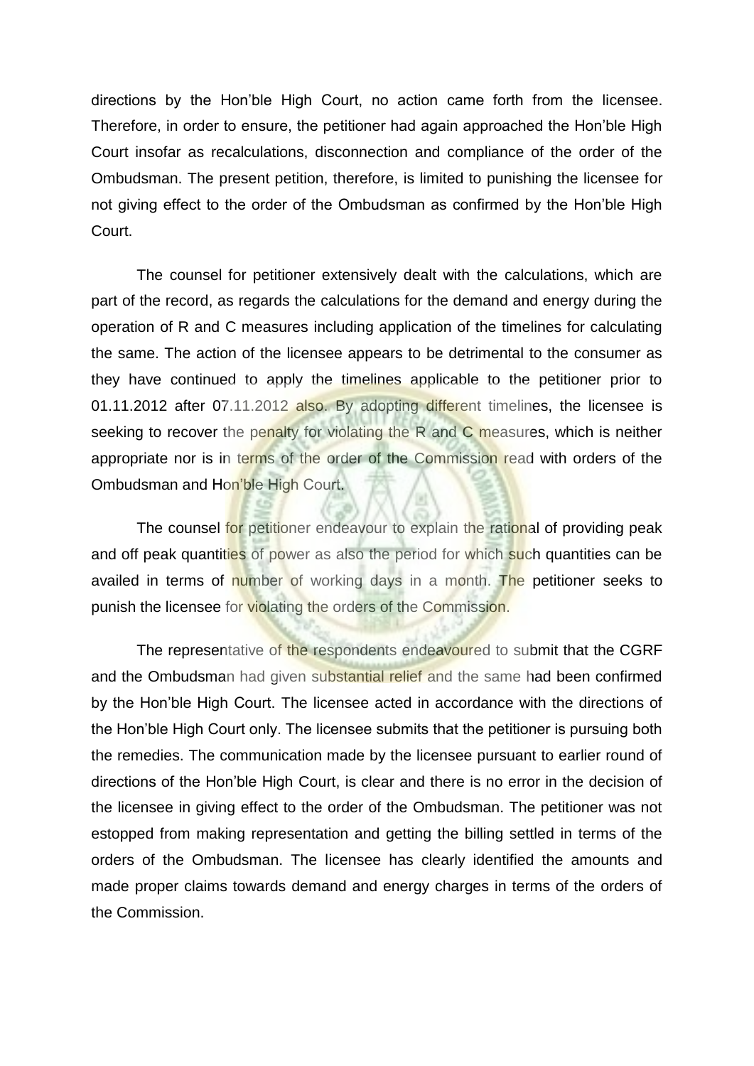directions by the Hon'ble High Court, no action came forth from the licensee. Therefore, in order to ensure, the petitioner had again approached the Hon'ble High Court insofar as recalculations, disconnection and compliance of the order of the Ombudsman. The present petition, therefore, is limited to punishing the licensee for not giving effect to the order of the Ombudsman as confirmed by the Hon'ble High Court.

The counsel for petitioner extensively dealt with the calculations, which are part of the record, as regards the calculations for the demand and energy during the operation of R and C measures including application of the timelines for calculating the same. The action of the licensee appears to be detrimental to the consumer as they have continued to apply the timelines applicable to the petitioner prior to 01.11.2012 after 07.11.2012 also. By adopting different timelines, the licensee is seeking to recover the penalty for violating the R and C measures, which is neither appropriate nor is in terms of the order of the Commission read with orders of the Ombudsman and Hon'ble High Court.

The counsel for petitioner endeavour to explain the rational of providing peak and off peak quantities of power as also the period for which such quantities can be availed in terms of number of working days in a month. The petitioner seeks to punish the licensee for violating the orders of the Commission.

The representative of the respondents endeavoured to submit that the CGRF and the Ombudsman had given substantial relief and the same had been confirmed by the Hon'ble High Court. The licensee acted in accordance with the directions of the Hon'ble High Court only. The licensee submits that the petitioner is pursuing both the remedies. The communication made by the licensee pursuant to earlier round of directions of the Hon'ble High Court, is clear and there is no error in the decision of the licensee in giving effect to the order of the Ombudsman. The petitioner was not estopped from making representation and getting the billing settled in terms of the orders of the Ombudsman. The licensee has clearly identified the amounts and made proper claims towards demand and energy charges in terms of the orders of the Commission.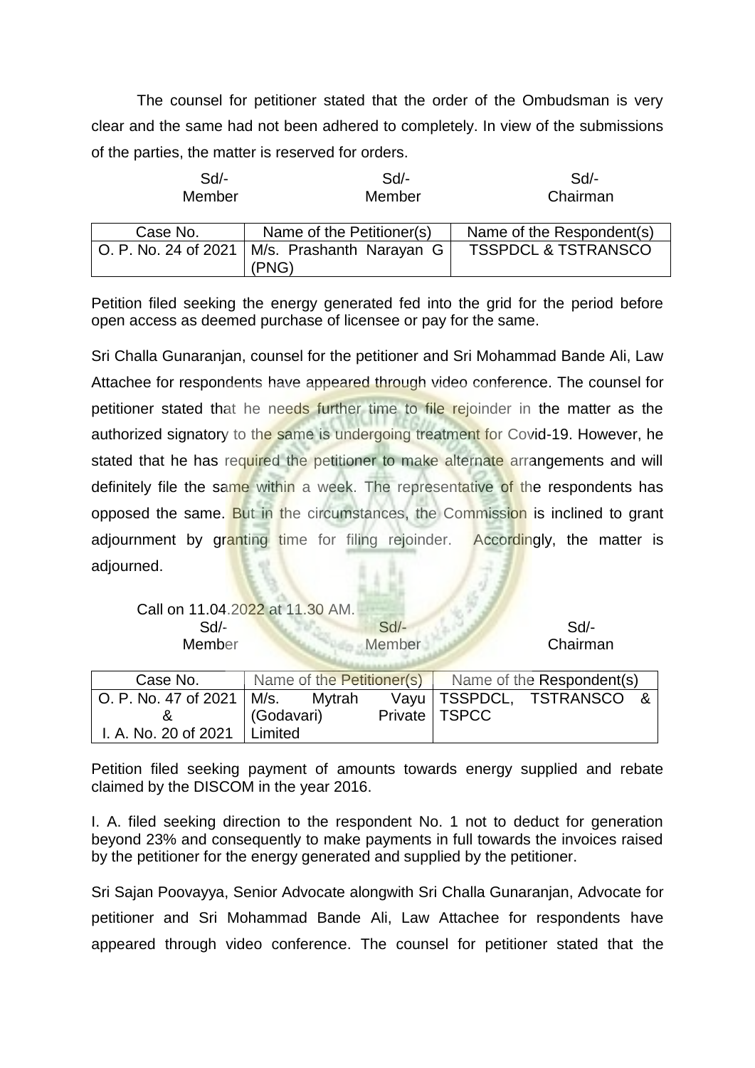The counsel for petitioner stated that the order of the Ombudsman is very clear and the same had not been adhered to completely. In view of the submissions of the parties, the matter is reserved for orders.

| Sd/- | Sd/- | Sd/- |
|---|---|---|
| Member | Member | Chairman |

| Case No. | Name of the Petitioner(s) | Name of the Respondent(s) |
|---|---|---|
| O. P. No. 24 of 2021 | M/s. Prashanth Narayan G (PNG) | TSSPDCL & TSTRANSCO |

Petition filed seeking the energy generated fed into the grid for the period before open access as deemed purchase of licensee or pay for the same.

Sri Challa Gunaranjan, counsel for the petitioner and Sri Mohammad Bande Ali, Law Attachee for respondents have appeared through video conference. The counsel for petitioner stated that he needs further time to file rejoinder in the matter as the authorized signatory to the same is undergoing treatment for Covid-19. However, he stated that he has required the petitioner to make alternate arrangements and will definitely file the same within a week. The representative of the respondents has opposed the same. But in the circumstances, the Commission is inclined to grant adjournment by granting time for filing rejoinder. Accordingly, the matter is adjourned.

Call on 11.04.2022 at 11.30 AM.

| Sd/- | Sd/- | Sd/- |
|---|---|---|
| Member | Member | Chairman |

| Case No. | Name of the Petitioner(s) | Name of the Respondent(s) |
|---|---|---|
| O. P. No. 47 of 2021 & I. A. No. 20 of 2021 | M/s. Mytrah Vayu (Godavari) Private Limited | TSSPDCL, TSTRANSCO & TSPCC |

Petition filed seeking payment of amounts towards energy supplied and rebate claimed by the DISCOM in the year 2016.

I. A. filed seeking direction to the respondent No. 1 not to deduct for generation beyond 23% and consequently to make payments in full towards the invoices raised by the petitioner for the energy generated and supplied by the petitioner.

Sri Sajan Poovayya, Senior Advocate alongwith Sri Challa Gunaranjan, Advocate for petitioner and Sri Mohammad Bande Ali, Law Attachee for respondents have appeared through video conference. The counsel for petitioner stated that the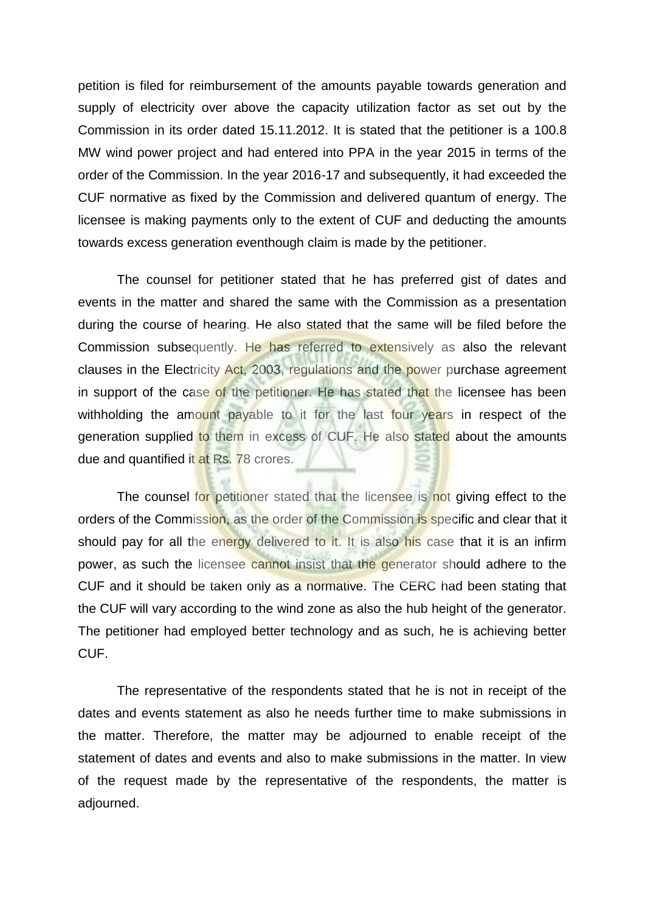petition is filed for reimbursement of the amounts payable towards generation and supply of electricity over above the capacity utilization factor as set out by the Commission in its order dated 15.11.2012. It is stated that the petitioner is a 100.8 MW wind power project and had entered into PPA in the year 2015 in terms of the order of the Commission. In the year 2016-17 and subsequently, it had exceeded the CUF normative as fixed by the Commission and delivered quantum of energy. The licensee is making payments only to the extent of CUF and deducting the amounts towards excess generation eventhough claim is made by the petitioner.

The counsel for petitioner stated that he has preferred gist of dates and events in the matter and shared the same with the Commission as a presentation during the course of hearing. He also stated that the same will be filed before the Commission subsequently. He has referred to extensively as also the relevant clauses in the Electricity Act, 2003, regulations and the power purchase agreement in support of the case of the petitioner. He has stated that the licensee has been withholding the amount payable to it for the last four years in respect of the generation supplied to them in excess of CUF. He also stated about the amounts due and quantified it at Rs. 78 crores.

The counsel for petitioner stated that the licensee is not giving effect to the orders of the Commission, as the order of the Commission is specific and clear that it should pay for all the energy delivered to it. It is also his case that it is an infirm power, as such the licensee cannot insist that the generator should adhere to the CUF and it should be taken only as a normative. The CERC had been stating that the CUF will vary according to the wind zone as also the hub height of the generator. The petitioner had employed better technology and as such, he is achieving better CUF.

The representative of the respondents stated that he is not in receipt of the dates and events statement as also he needs further time to make submissions in the matter. Therefore, the matter may be adjourned to enable receipt of the statement of dates and events and also to make submissions in the matter. In view of the request made by the representative of the respondents, the matter is adjourned.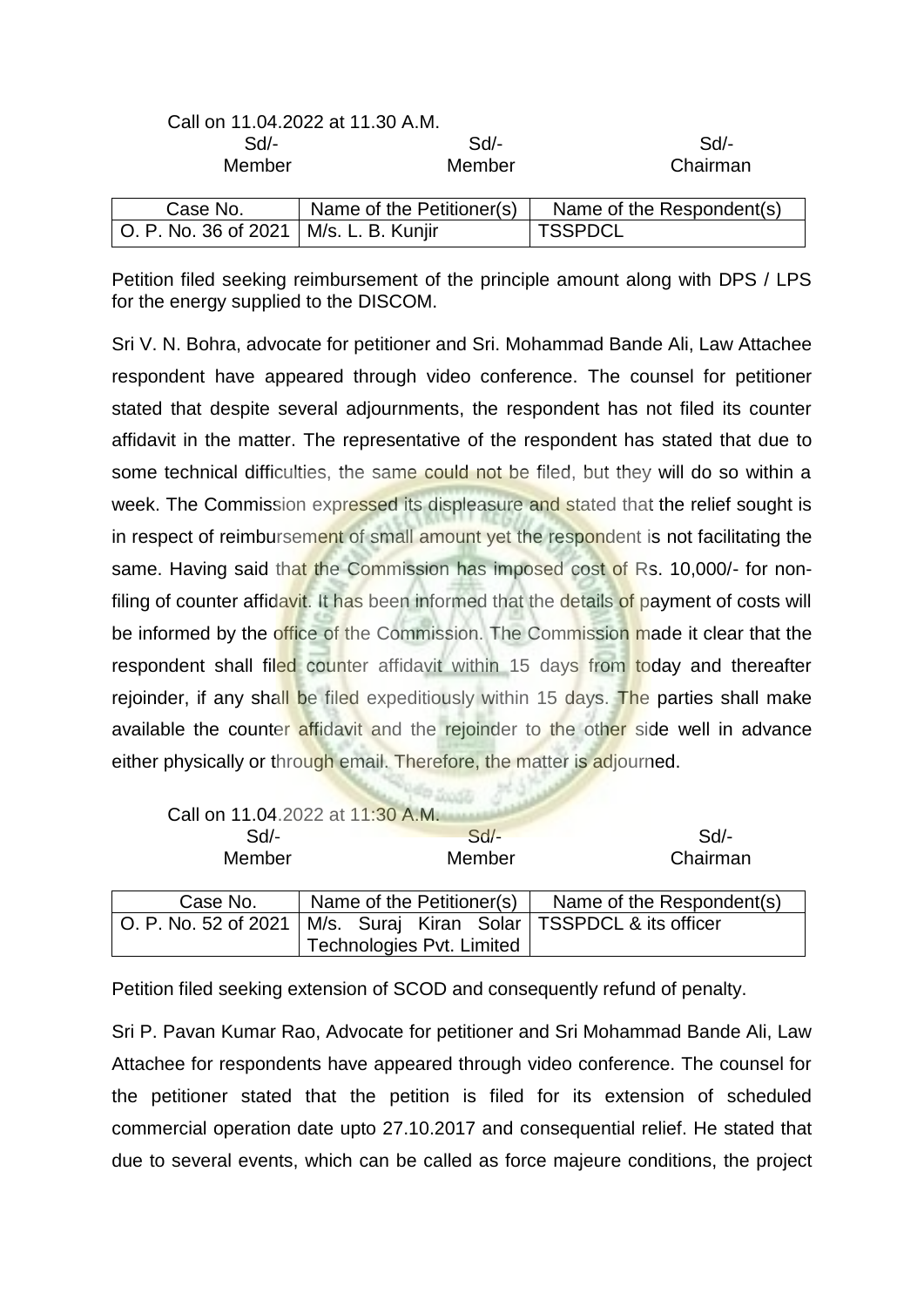Call on 11.04.2022 at 11.30 A.M.

| Sd/- | Sd/- | Sd/- |
|---|---|---|
| Member | Member | Chairman |

| Case No. | Name of the Petitioner(s) | Name of the Respondent(s) |
|---|---|---|
| O. P. No. 36 of 2021 | M/s. L. B. Kunjir | TSSPDCL |

Petition filed seeking reimbursement of the principle amount along with DPS / LPS for the energy supplied to the DISCOM.

Sri V. N. Bohra, advocate for petitioner and Sri. Mohammad Bande Ali, Law Attachee respondent have appeared through video conference. The counsel for petitioner stated that despite several adjournments, the respondent has not filed its counter affidavit in the matter. The representative of the respondent has stated that due to some technical difficulties, the same could not be filed, but they will do so within a week. The Commission expressed its displeasure and stated that the relief sought is in respect of reimbursement of small amount yet the respondent is not facilitating the same. Having said that the Commission has imposed cost of Rs. 10,000/- for non-filing of counter affidavit. It has been informed that the details of payment of costs will be informed by the office of the Commission. The Commission made it clear that the respondent shall filed counter affidavit within 15 days from today and thereafter rejoinder, if any shall be filed expeditiously within 15 days. The parties shall make available the counter affidavit and the rejoinder to the other side well in advance either physically or through email. Therefore, the matter is adjourned.

Call on 11.04.2022 at 11:30 A.M.

| Sd/- | Sd/- | Sd/- |
|---|---|---|
| Member | Member | Chairman |

| Case No. | Name of the Petitioner(s) | Name of the Respondent(s) |
|---|---|---|
| O. P. No. 52 of 2021 | M/s. Suraj Kiran Solar Technologies Pvt. Limited | TSSPDCL & its officer |

Petition filed seeking extension of SCOD and consequently refund of penalty.

Sri P. Pavan Kumar Rao, Advocate for petitioner and Sri Mohammad Bande Ali, Law Attachee for respondents have appeared through video conference. The counsel for the petitioner stated that the petition is filed for its extension of scheduled commercial operation date upto 27.10.2017 and consequential relief. He stated that due to several events, which can be called as force majeure conditions, the project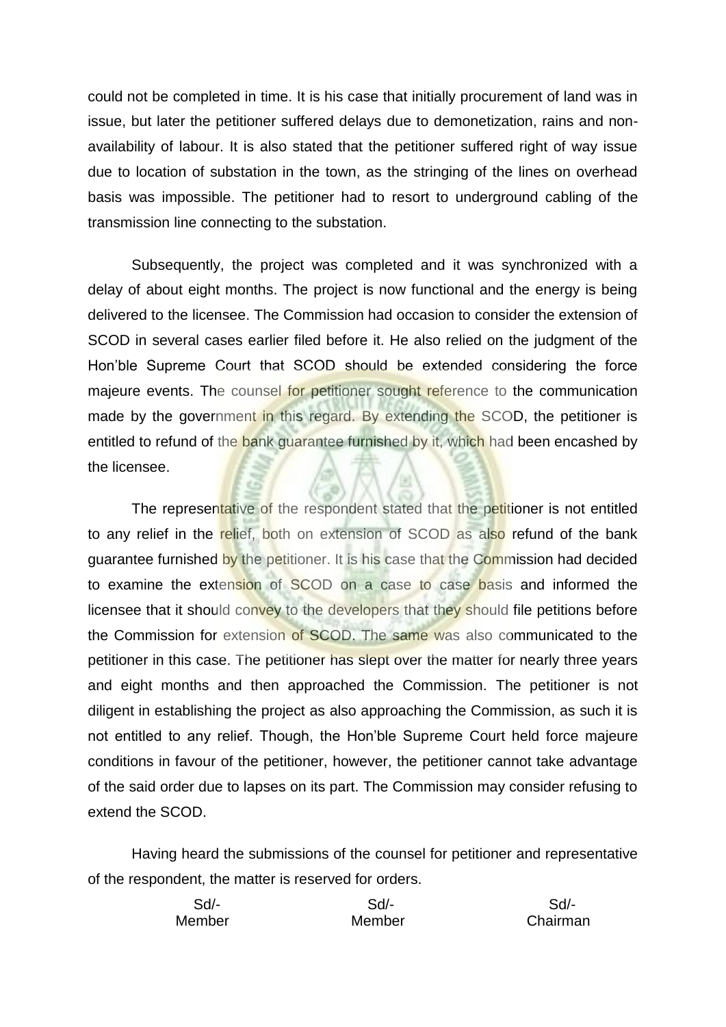could not be completed in time. It is his case that initially procurement of land was in issue, but later the petitioner suffered delays due to demonetization, rains and non-availability of labour. It is also stated that the petitioner suffered right of way issue due to location of substation in the town, as the stringing of the lines on overhead basis was impossible. The petitioner had to resort to underground cabling of the transmission line connecting to the substation.

Subsequently, the project was completed and it was synchronized with a delay of about eight months. The project is now functional and the energy is being delivered to the licensee. The Commission had occasion to consider the extension of SCOD in several cases earlier filed before it. He also relied on the judgment of the Hon'ble Supreme Court that SCOD should be extended considering the force majeure events. The counsel for petitioner sought reference to the communication made by the government in this regard. By extending the SCOD, the petitioner is entitled to refund of the bank guarantee furnished by it, which had been encashed by the licensee.

The representative of the respondent stated that the petitioner is not entitled to any relief in the relief, both on extension of SCOD as also refund of the bank guarantee furnished by the petitioner. It is his case that the Commission had decided to examine the extension of SCOD on a case to case basis and informed the licensee that it should convey to the developers that they should file petitions before the Commission for extension of SCOD. The same was also communicated to the petitioner in this case. The petitioner has slept over the matter for nearly three years and eight months and then approached the Commission. The petitioner is not diligent in establishing the project as also approaching the Commission, as such it is not entitled to any relief. Though, the Hon'ble Supreme Court held force majeure conditions in favour of the petitioner, however, the petitioner cannot take advantage of the said order due to lapses on its part. The Commission may consider refusing to extend the SCOD.

Having heard the submissions of the counsel for petitioner and representative of the respondent, the matter is reserved for orders.

| Sd/- | Sd/- | Sd/- |
|---|---|---|
| Member | Member | Chairman |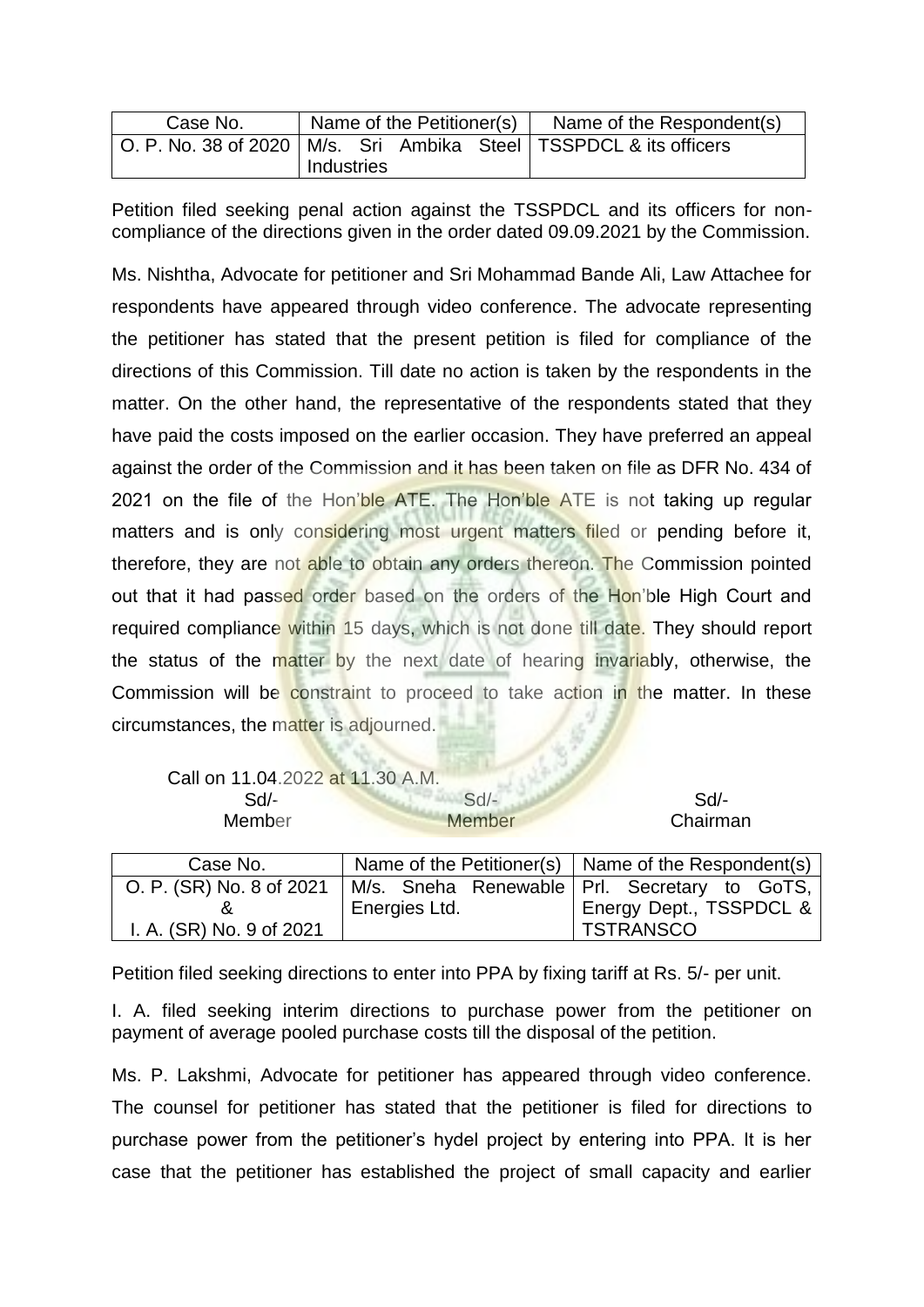| Case No. | Name of the Petitioner(s) | Name of the Respondent(s) |
|---|---|---|
| O. P. No. 38 of 2020 | M/s. Sri Ambika Steel Industries | TSSPDCL & its officers |

Petition filed seeking penal action against the TSSPDCL and its officers for non-compliance of the directions given in the order dated 09.09.2021 by the Commission.

Ms. Nishtha, Advocate for petitioner and Sri Mohammad Bande Ali, Law Attachee for respondents have appeared through video conference. The advocate representing the petitioner has stated that the present petition is filed for compliance of the directions of this Commission. Till date no action is taken by the respondents in the matter. On the other hand, the representative of the respondents stated that they have paid the costs imposed on the earlier occasion. They have preferred an appeal against the order of the Commission and it has been taken on file as DFR No. 434 of 2021 on the file of the Hon'ble ATE. The Hon'ble ATE is not taking up regular matters and is only considering most urgent matters filed or pending before it, therefore, they are not able to obtain any orders thereon. The Commission pointed out that it had passed order based on the orders of the Hon'ble High Court and required compliance within 15 days, which is not done till date. They should report the status of the matter by the next date of hearing invariably, otherwise, the Commission will be constraint to proceed to take action in the matter. In these circumstances, the matter is adjourned.

Call on 11.04.2022 at 11.30 A.M.

| Sd/- | Sd/- | Sd/- |
|---|---|---|
| Member | Member | Chairman |

| Case No. | Name of the Petitioner(s) | Name of the Respondent(s) |
|---|---|---|
| O. P. (SR) No. 8 of 2021 & I. A. (SR) No. 9 of 2021 | M/s. Sneha Renewable Energies Ltd. | Prl. Secretary to GoTS, Energy Dept., TSSPDCL & TSTRANSCO |

Petition filed seeking directions to enter into PPA by fixing tariff at Rs. 5/- per unit.

I. A. filed seeking interim directions to purchase power from the petitioner on payment of average pooled purchase costs till the disposal of the petition.

Ms. P. Lakshmi, Advocate for petitioner has appeared through video conference. The counsel for petitioner has stated that the petitioner is filed for directions to purchase power from the petitioner's hydel project by entering into PPA. It is her case that the petitioner has established the project of small capacity and earlier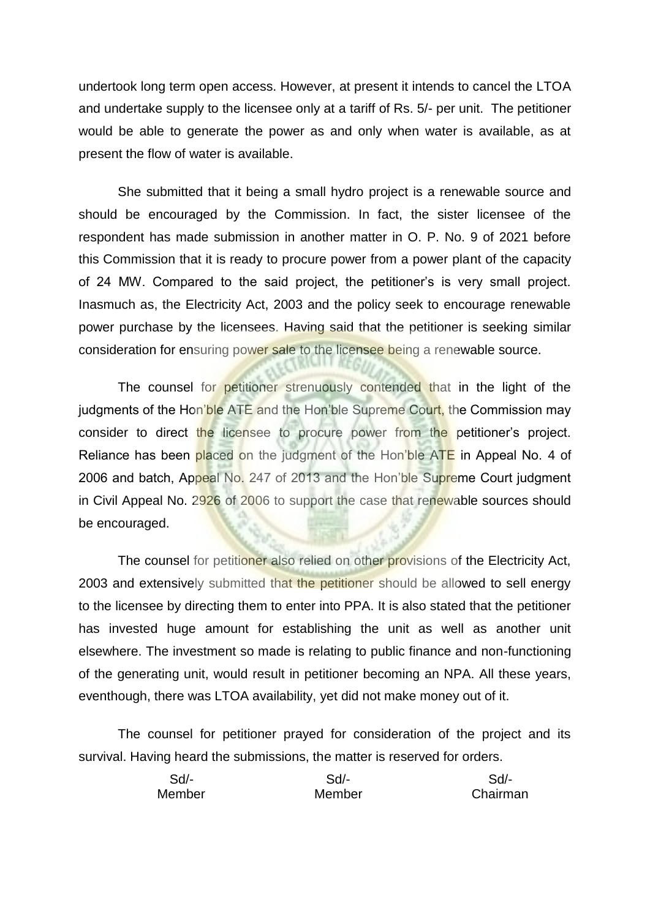undertook long term open access. However, at present it intends to cancel the LTOA and undertake supply to the licensee only at a tariff of Rs. 5/- per unit. The petitioner would be able to generate the power as and only when water is available, as at present the flow of water is available.

She submitted that it being a small hydro project is a renewable source and should be encouraged by the Commission. In fact, the sister licensee of the respondent has made submission in another matter in O. P. No. 9 of 2021 before this Commission that it is ready to procure power from a power plant of the capacity of 24 MW. Compared to the said project, the petitioner's is very small project. Inasmuch as, the Electricity Act, 2003 and the policy seek to encourage renewable power purchase by the licensees. Having said that the petitioner is seeking similar consideration for ensuring power sale to the licensee being a renewable source.

The counsel for petitioner strenuously contended that in the light of the judgments of the Hon'ble ATE and the Hon'ble Supreme Court, the Commission may consider to direct the licensee to procure power from the petitioner's project. Reliance has been placed on the judgment of the Hon'ble ATE in Appeal No. 4 of 2006 and batch, Appeal No. 247 of 2013 and the Hon'ble Supreme Court judgment in Civil Appeal No. 2926 of 2006 to support the case that renewable sources should be encouraged.

The counsel for petitioner also relied on other provisions of the Electricity Act, 2003 and extensively submitted that the petitioner should be allowed to sell energy to the licensee by directing them to enter into PPA. It is also stated that the petitioner has invested huge amount for establishing the unit as well as another unit elsewhere. The investment so made is relating to public finance and non-functioning of the generating unit, would result in petitioner becoming an NPA. All these years, eventhough, there was LTOA availability, yet did not make money out of it.

The counsel for petitioner prayed for consideration of the project and its survival. Having heard the submissions, the matter is reserved for orders.

| Sd/- | Sd/- | Sd/- |
|---|---|---|
| Member | Member | Chairman |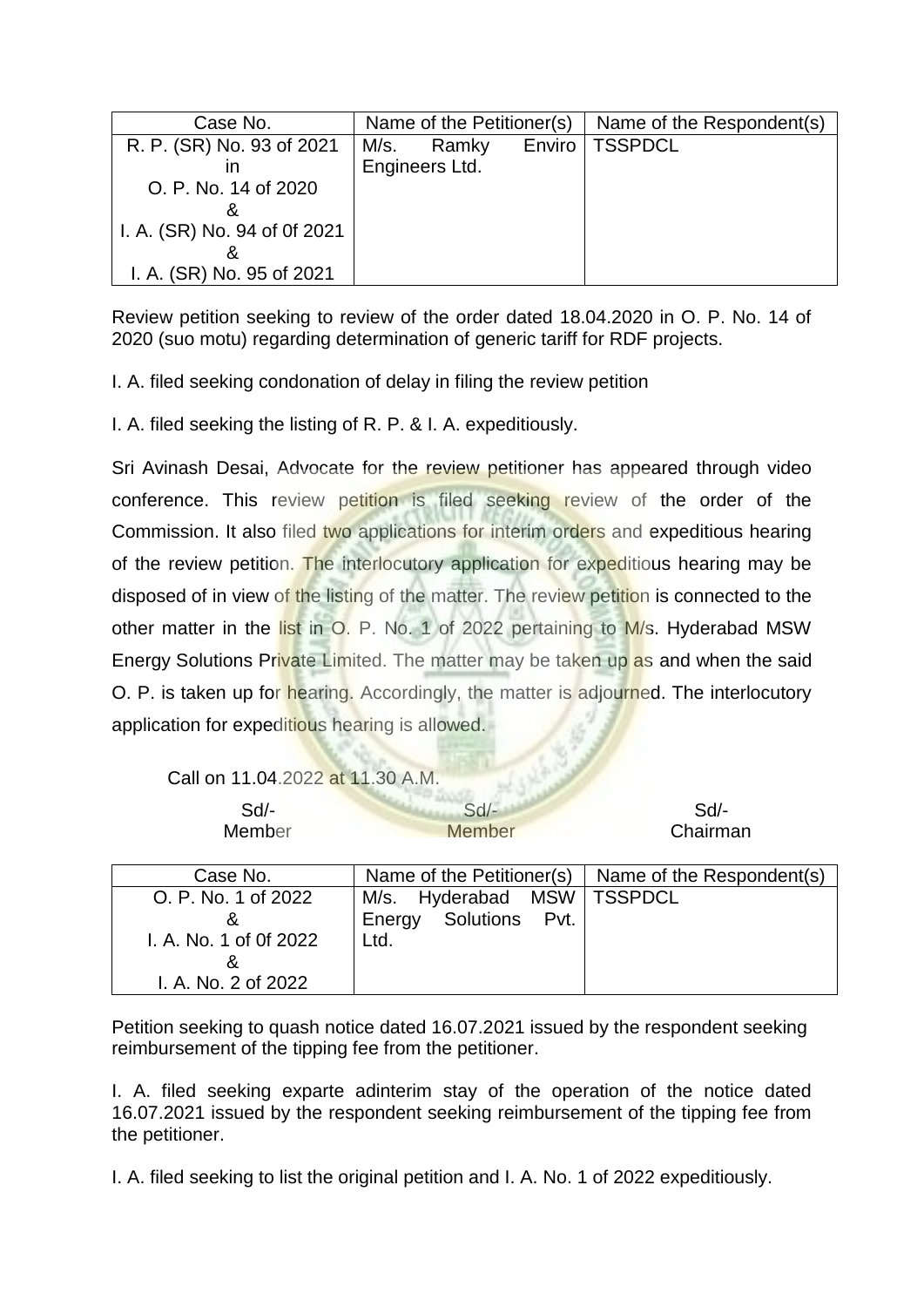| Case No. | Name of the Petitioner(s) | Name of the Respondent(s) |
|---|---|---|
| R. P. (SR) No. 93 of 2021 in O. P. No. 14 of 2020 & I. A. (SR) No. 94 of 0f 2021 & I. A. (SR) No. 95 of 2021 | M/s. Ramky Enviro Engineers Ltd. | TSSPDCL |

Review petition seeking to review of the order dated 18.04.2020 in O. P. No. 14 of 2020 (suo motu) regarding determination of generic tariff for RDF projects.

I. A. filed seeking condonation of delay in filing the review petition

I. A. filed seeking the listing of R. P. & I. A. expeditiously.

Sri Avinash Desai, Advocate for the review petitioner has appeared through video conference. This review petition is filed seeking review of the order of the Commission. It also filed two applications for interim orders and expeditious hearing of the review petition. The interlocutory application for expeditious hearing may be disposed of in view of the listing of the matter. The review petition is connected to the other matter in the list in O. P. No. 1 of 2022 pertaining to M/s. Hyderabad MSW Energy Solutions Private Limited. The matter may be taken up as and when the said O. P. is taken up for hearing. Accordingly, the matter is adjourned. The interlocutory application for expeditious hearing is allowed.

Call on 11.04.2022 at 11.30 A.M.

| Sd/- Member | Sd/- Member | Sd/- Chairman |
|---|---|---|

| Case No. | Name of the Petitioner(s) | Name of the Respondent(s) |
|---|---|---|
| O. P. No. 1 of 2022 & I. A. No. 1 of 0f 2022 & I. A. No. 2 of 2022 | M/s. Hyderabad MSW Energy Solutions Pvt. Ltd. | TSSPDCL |

Petition seeking to quash notice dated 16.07.2021 issued by the respondent seeking reimbursement of the tipping fee from the petitioner.

I. A. filed seeking exparte adinterim stay of the operation of the notice dated 16.07.2021 issued by the respondent seeking reimbursement of the tipping fee from the petitioner.

I. A. filed seeking to list the original petition and I. A. No. 1 of 2022 expeditiously.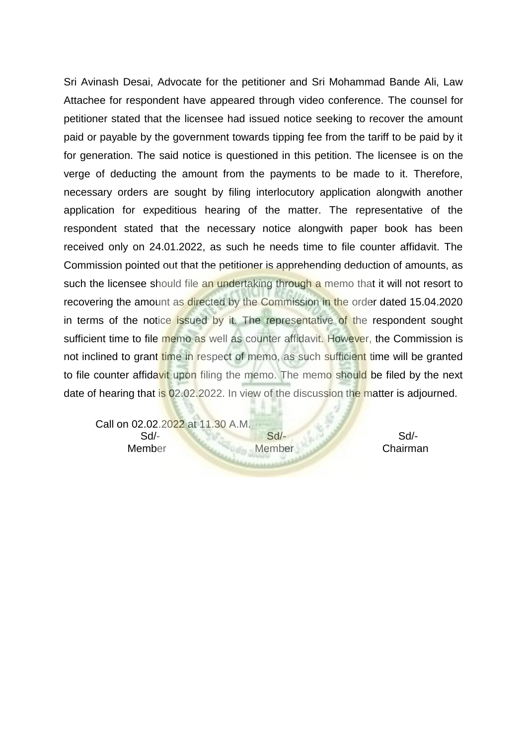Sri Avinash Desai, Advocate for the petitioner and Sri Mohammad Bande Ali, Law Attachee for respondent have appeared through video conference. The counsel for petitioner stated that the licensee had issued notice seeking to recover the amount paid or payable by the government towards tipping fee from the tariff to be paid by it for generation. The said notice is questioned in this petition. The licensee is on the verge of deducting the amount from the payments to be made to it. Therefore, necessary orders are sought by filing interlocutory application alongwith another application for expeditious hearing of the matter. The representative of the respondent stated that the necessary notice alongwith paper book has been received only on 24.01.2022, as such he needs time to file counter affidavit. The Commission pointed out that the petitioner is apprehending deduction of amounts, as such the licensee should file an undertaking through a memo that it will not resort to recovering the amount as directed by the Commission in the order dated 15.04.2020 in terms of the notice issued by it. The representative of the respondent sought sufficient time to file memo as well as counter affidavit. However, the Commission is not inclined to grant time in respect of memo, as such sufficient time will be granted to file counter affidavit upon filing the memo. The memo should be filed by the next date of hearing that is 02.02.2022. In view of the discussion the matter is adjourned.

Call on 02.02.2022 at 11.30 A.M.

| Sd/- | Sd/- | Sd/- |
|---|---|---|
| Member | Member | Chairman |